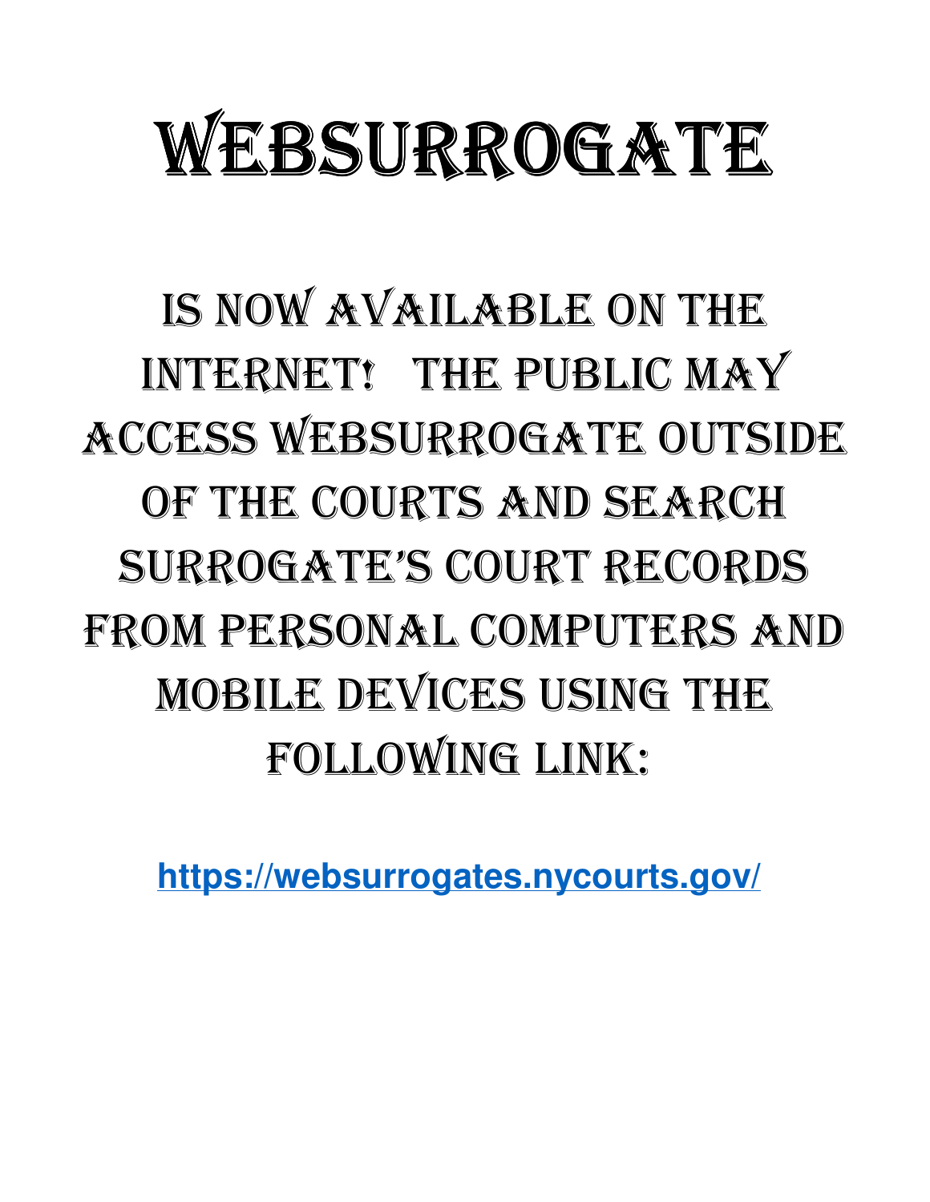# WEBSURROGATE

## IS NOW AVAILABLE ON THE INTERNET! THE PUBLIC MAY ACCESS WEBSURROGATE OUTSIDE OF THE COURTS AND SEARCH SURROGATE'S COURT RECORDS FROM PERSONAL COMPUTERS AND MOBILE DEVICES USING THE FOLLOWING LINK:

**https://websurrogates.nycourts.gov/**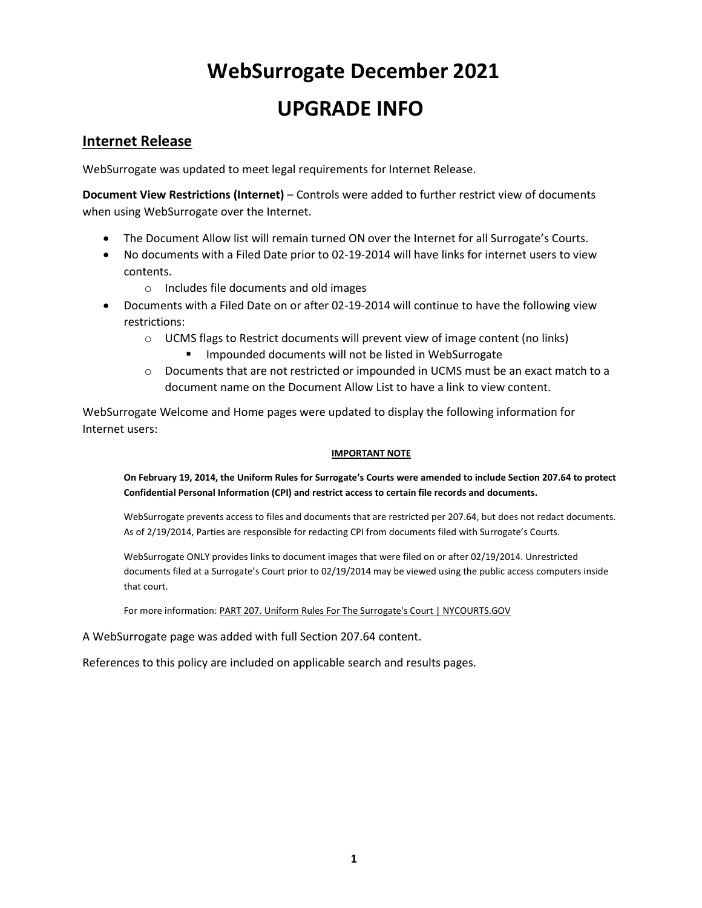# WebSurrogate December 2021

# UPGRADE INFO

## Internet Release

WebSurrogate was updated to meet legal requirements for Internet Release.

**Document View Restrictions (Internet)** – Controls were added to further restrict view of documents when using WebSurrogate over the Internet.

- The Document Allow list will remain turned ON over the Internet for all Surrogate's Courts.
- No documents with a Filed Date prior to 02-19-2014 will have links for internet users to view contents.
  - Includes file documents and old images
- Documents with a Filed Date on or after 02-19-2014 will continue to have the following view restrictions:
  - UCMS flags to Restrict documents will prevent view of image content (no links)
    - Impounded documents will not be listed in WebSurrogate
  - Documents that are not restricted or impounded in UCMS must be an exact match to a document name on the Document Allow List to have a link to view content.

WebSurrogate Welcome and Home pages were updated to display the following information for Internet users:

> **IMPORTANT NOTE**
>
> **On February 19, 2014, the Uniform Rules for Surrogate's Courts were amended to include Section 207.64 to protect Confidential Personal Information (CPI) and restrict access to certain file records and documents.**
>
> WebSurrogate prevents access to files and documents that are restricted per 207.64, but does not redact documents. As of 2/19/2014, Parties are responsible for redacting CPI from documents filed with Surrogate's Courts.
>
> WebSurrogate ONLY provides links to document images that were filed on or after 02/19/2014. Unrestricted documents filed at a Surrogate's Court prior to 02/19/2014 may be viewed using the public access computers inside that court.
>
> For more information: PART 207. Uniform Rules For The Surrogate's Court | NYCOURTS.GOV

A WebSurrogate page was added with full Section 207.64 content.

References to this policy are included on applicable search and results pages.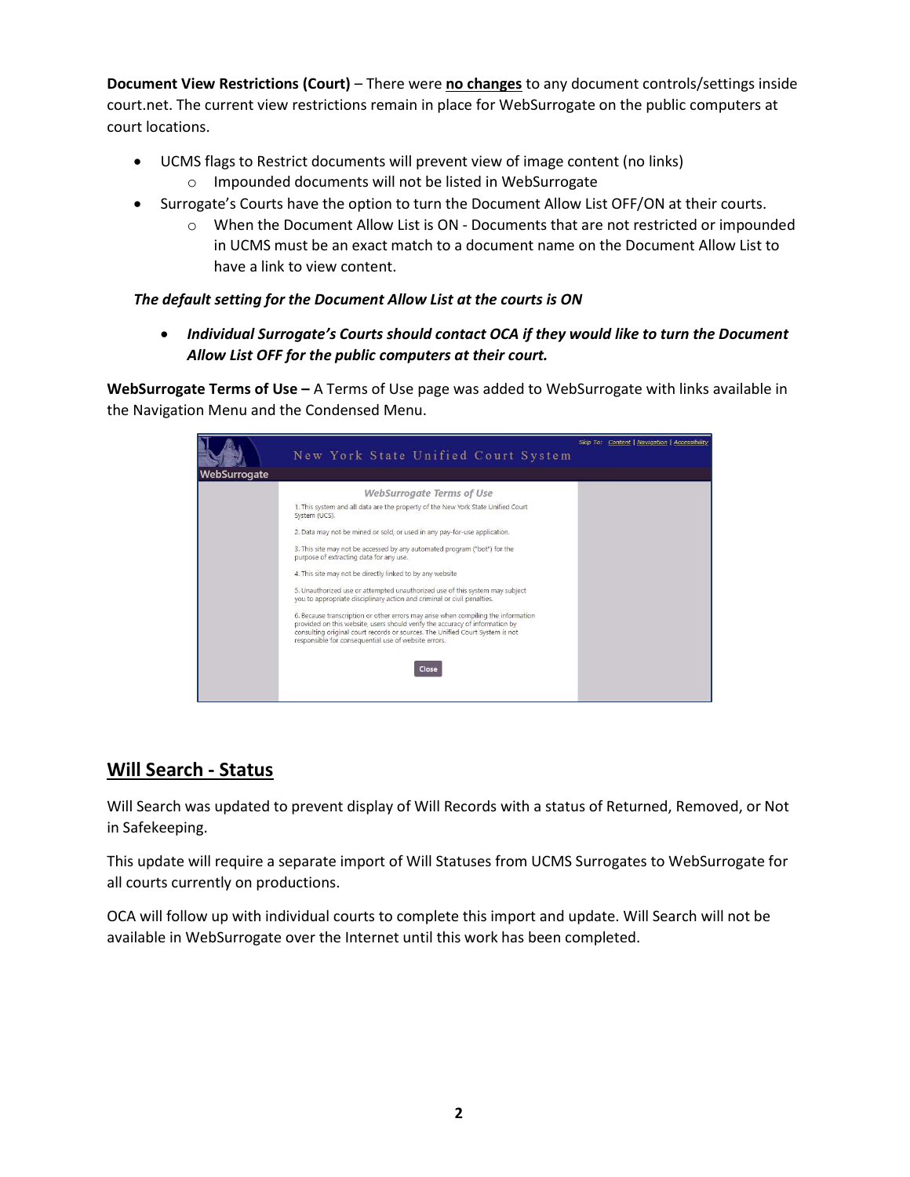**Document View Restrictions (Court)** – There were **no changes** to any document controls/settings inside court.net. The current view restrictions remain in place for WebSurrogate on the public computers at court locations.

- UCMS flags to Restrict documents will prevent view of image content (no links)
  - Impounded documents will not be listed in WebSurrogate
- Surrogate's Courts have the option to turn the Document Allow List OFF/ON at their courts.
  - When the Document Allow List is ON - Documents that are not restricted or impounded in UCMS must be an exact match to a document name on the Document Allow List to have a link to view content.

***The default setting for the Document Allow List at the courts is ON***

- ***Individual Surrogate's Courts should contact OCA if they would like to turn the Document Allow List OFF for the public computers at their court.***

**WebSurrogate Terms of Use –** A Terms of Use page was added to WebSurrogate with links available in the Navigation Menu and the Condensed Menu.

## Will Search - Status

Will Search was updated to prevent display of Will Records with a status of Returned, Removed, or Not in Safekeeping.

This update will require a separate import of Will Statuses from UCMS Surrogates to WebSurrogate for all courts currently on productions.

OCA will follow up with individual courts to complete this import and update. Will Search will not be available in WebSurrogate over the Internet until this work has been completed.